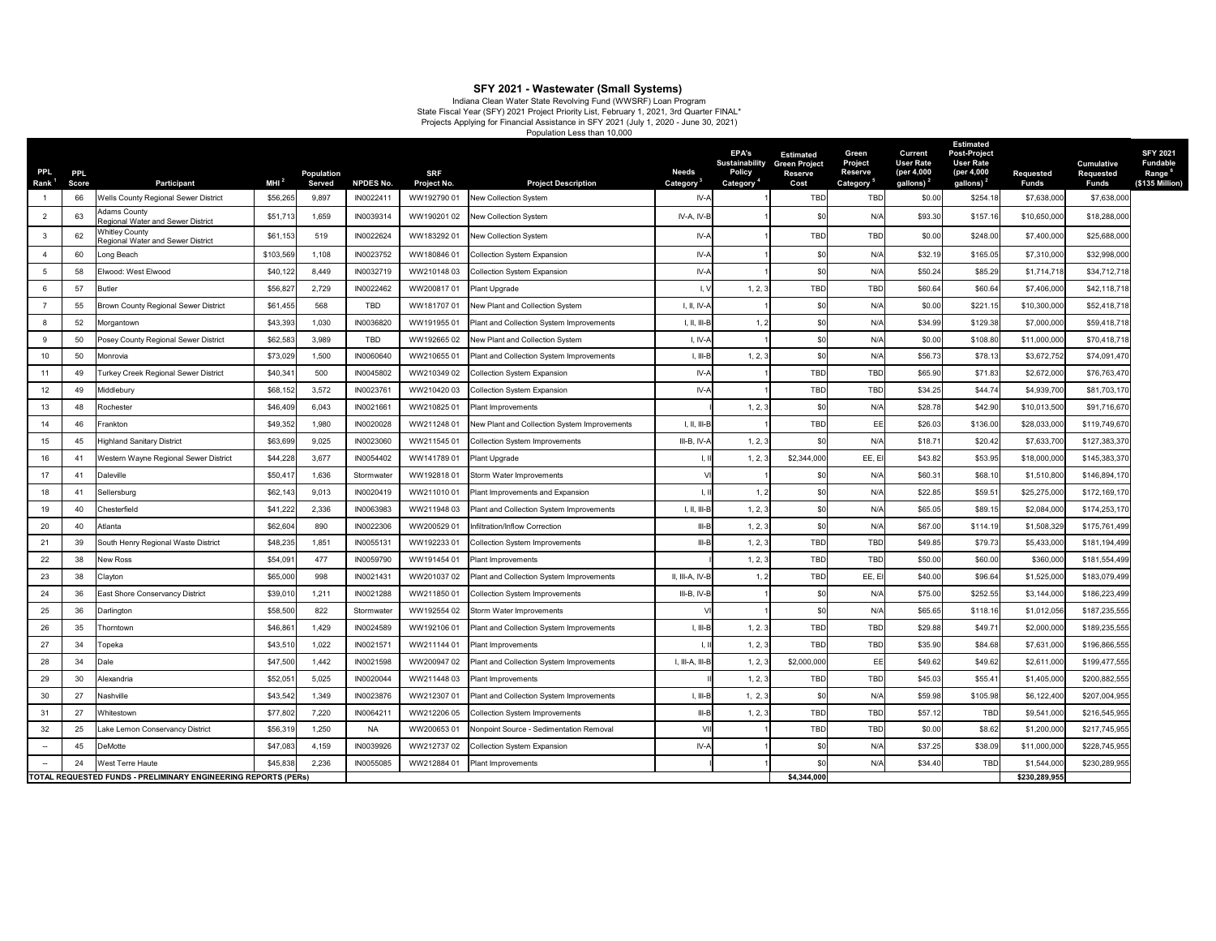# SFY 2021 - Wastewater (Small Systems)

Indiana Clean Water State Revolving Fund (WWSRF) Loan Program
State Fiscal Year (SFY) 2021 Project Priority List, February 1, 2021, 3rd Quarter FINAL*
Projects Applying for Financial Assistance in SFY 2021 (July 1, 2020 - June 30, 2021)
Population Less than 10,000

| PPL Rank [1] | PPL Score | Participant | MHI [2] | Population Served | NPDES No. | SRF Project No. | Project Description | Needs Category [3] | EPA's Sustainability Policy Category [4] | Estimated Green Project Reserve Cost | Green Project Reserve Category [5] | Current User Rate (per 4,000 gallons) [2] | Estimated Post-Project User Rate (per 4,000 gallons) [2] | Requested Funds | Cumulative Requested Funds | SFY 2021 Fundable Range [6] ($135 Million) |
|---|---|---|---|---|---|---|---|---|---|---|---|---|---|---|---|---|
| 1 | 66 | Wells County Regional Sewer District | $56,265 | 9,897 | IN0022411 | WW192790 01 | New Collection System | IV-A | 1 | TBD | TBD | $0.00 | $254.18 | $7,638,000 | $7,638,000 | |
| 2 | 63 | Adams County Regional Water and Sewer District | $51,713 | 1,659 | IN0039314 | WW190201 02 | New Collection System | IV-A, IV-B | 1 | $0 | N/A | $93.30 | $157.16 | $10,650,000 | $18,288,000 | |
| 3 | 62 | Whitley County Regional Water and Sewer District | $61,153 | 519 | IN0022624 | WW183292 01 | New Collection System | IV-A | 1 | TBD | TBD | $0.00 | $248.00 | $7,400,000 | $25,688,000 | |
| 4 | 60 | Long Beach | $103,569 | 1,108 | IN0023752 | WW180846 01 | Collection System Expansion | IV-A | 1 | $0 | N/A | $32.19 | $165.05 | $7,310,000 | $32,998,000 | |
| 5 | 58 | Elwood: West Elwood | $40,122 | 8,449 | IN0032719 | WW210148 03 | Collection System Expansion | IV-A | 1 | $0 | N/A | $50.24 | $85.29 | $1,714,718 | $34,712,718 | |
| 6 | 57 | Butler | $56,827 | 2,729 | IN0022462 | WW200817 01 | Plant Upgrade | I, V | 1, 2, 3 | TBD | TBD | $60.64 | $60.64 | $7,406,000 | $42,118,718 | |
| 7 | 55 | Brown County Regional Sewer District | $61,455 | 568 | TBD | WW181707 01 | New Plant and Collection System | I, II, IV-A | 1 | $0 | N/A | $0.00 | $221.15 | $10,300,000 | $52,418,718 | |
| 8 | 52 | Morgantown | $43,393 | 1,030 | IN0036820 | WW191955 01 | Plant and Collection System Improvements | I, II, III-B | 1, 2 | $0 | N/A | $34.99 | $129.38 | $7,000,000 | $59,418,718 | |
| 9 | 50 | Posey County Regional Sewer District | $62,583 | 3,989 | TBD | WW192665 02 | New Plant and Collection System | I, IV-A | 1 | $0 | N/A | $0.00 | $108.80 | $11,000,000 | $70,418,718 | |
| 10 | 50 | Monrovia | $73,029 | 1,500 | IN0060640 | WW210655 01 | Plant and Collection System Improvements | I, III-B | 1, 2, 3 | $0 | N/A | $56.73 | $78.13 | $3,672,752 | $74,091,470 | |
| 11 | 49 | Turkey Creek Regional Sewer District | $40,341 | 500 | IN0045802 | WW210349 02 | Collection System Expansion | IV-A | 1 | TBD | TBD | $65.90 | $71.83 | $2,672,000 | $76,763,470 | |
| 12 | 49 | Middlebury | $68,152 | 3,572 | IN0023761 | WW210420 03 | Collection System Expansion | IV-A | 1 | TBD | TBD | $34.25 | $44.74 | $4,939,700 | $81,703,170 | |
| 13 | 48 | Rochester | $46,409 | 6,043 | IN0021661 | WW210825 01 | Plant Improvements | I | 1, 2, 3 | $0 | N/A | $28.78 | $42.90 | $10,013,500 | $91,716,670 | |
| 14 | 46 | Frankton | $49,352 | 1,980 | IN0020028 | WW211248 01 | New Plant and Collection System Improvements | I, II, III-B | 1 | TBD | EE | $26.03 | $136.00 | $28,033,000 | $119,749,670 | |
| 15 | 45 | Highland Sanitary District | $63,699 | 9,025 | IN0023060 | WW211545 01 | Collection System Improvements | III-B, IV-A | 1, 2, 3 | $0 | N/A | $18.71 | $20.42 | $7,633,700 | $127,383,370 | |
| 16 | 41 | Western Wayne Regional Sewer District | $44,228 | 3,677 | IN0054402 | WW141789 01 | Plant Upgrade | I, II | 1, 2, 3 | $2,344,000 | EE, EI | $43.82 | $53.95 | $18,000,000 | $145,383,370 | |
| 17 | 41 | Daleville | $50,417 | 1,636 | Stormwater | WW192818 01 | Storm Water Improvements | VI | 1 | $0 | N/A | $60.31 | $68.10 | $1,510,800 | $146,894,170 | |
| 18 | 41 | Sellersburg | $62,143 | 9,013 | IN0020419 | WW211010 01 | Plant Improvements and Expansion | I, II | 1, 2 | $0 | N/A | $22.85 | $59.51 | $25,275,000 | $172,169,170 | |
| 19 | 40 | Chesterfield | $41,222 | 2,336 | IN0063983 | WW211948 03 | Plant and Collection System Improvements | I, II, III-B | 1, 2, 3 | $0 | N/A | $65.05 | $89.15 | $2,084,000 | $174,253,170 | |
| 20 | 40 | Atlanta | $62,604 | 890 | IN0022306 | WW200529 01 | Infiltration/Inflow Correction | III-B | 1, 2, 3 | $0 | N/A | $67.00 | $114.19 | $1,508,329 | $175,761,499 | |
| 21 | 39 | South Henry Regional Waste District | $48,235 | 1,851 | IN0055131 | WW192233 01 | Collection System Improvements | III-B | 1, 2, 3 | TBD | TBD | $49.85 | $79.73 | $5,433,000 | $181,194,499 | |
| 22 | 38 | New Ross | $54,091 | 477 | IN0059790 | WW191454 01 | Plant Improvements | I | 1, 2, 3 | TBD | TBD | $50.00 | $60.00 | $360,000 | $181,554,499 | |
| 23 | 38 | Clayton | $65,000 | 998 | IN0021431 | WW201037 02 | Plant and Collection System Improvements | II, III-A, IV-B | 1, 2 | TBD | EE, EI | $40.00 | $96.64 | $1,525,000 | $183,079,499 | |
| 24 | 36 | East Shore Conservancy District | $39,010 | 1,211 | IN0021288 | WW211850 01 | Collection System Improvements | III-B, IV-B | 1 | $0 | N/A | $75.00 | $252.55 | $3,144,000 | $186,223,499 | |
| 25 | 36 | Darlington | $58,500 | 822 | Stormwater | WW192554 02 | Storm Water Improvements | VI | 1 | $0 | N/A | $65.65 | $118.16 | $1,012,056 | $187,235,555 | |
| 26 | 35 | Thorntown | $46,861 | 1,429 | IN0024589 | WW192106 01 | Plant and Collection System Improvements | I, III-B | 1, 2, 3 | TBD | TBD | $29.88 | $49.71 | $2,000,000 | $189,235,555 | |
| 27 | 34 | Topeka | $43,510 | 1,022 | IN0021571 | WW211144 01 | Plant Improvements | I, II | 1, 2, 3 | TBD | TBD | $35.90 | $84.68 | $7,631,000 | $196,866,555 | |
| 28 | 34 | Dale | $47,500 | 1,442 | IN0021598 | WW200947 02 | Plant and Collection System Improvements | I, III-A, III-B | 1, 2, 3 | $2,000,000 | EE | $49.62 | $49.62 | $2,611,000 | $199,477,555 | |
| 29 | 30 | Alexandria | $52,051 | 5,025 | IN0020044 | WW211448 03 | Plant Improvements | II | 1, 2, 3 | TBD | TBD | $45.03 | $55.41 | $1,405,000 | $200,882,555 | |
| 30 | 27 | Nashville | $43,542 | 1,349 | IN0023876 | WW212307 01 | Plant and Collection System Improvements | I, III-B | 1, 2, 3 | $0 | N/A | $59.98 | $105.98 | $6,122,400 | $207,004,955 | |
| 31 | 27 | Whitestown | $77,802 | 7,220 | IN0064211 | WW212206 05 | Collection System Improvements | III-B | 1, 2, 3 | TBD | TBD | $57.12 | TBD | $9,541,000 | $216,545,955 | |
| 32 | 25 | Lake Lemon Conservancy District | $56,319 | 1,250 | NA | WW200653 01 | Nonpoint Source - Sedimentation Removal | VII | 1 | TBD | TBD | $0.00 | $8.62 | $1,200,000 | $217,745,955 | |
| -- | 45 | DeMotte | $47,083 | 4,159 | IN0039926 | WW212737 02 | Collection System Expansion | IV-A | 1 | $0 | N/A | $37.25 | $38.09 | $11,000,000 | $228,745,955 | |
| -- | 24 | West Terre Haute | $45,838 | 2,236 | IN0055085 | WW212884 01 | Plant Improvements | I | 1 | $0 | N/A | $34.40 | TBD | $1,544,000 | $230,289,955 | |
| TOTAL REQUESTED FUNDS - PRELIMINARY ENGINEERING REPORTS (PERs) | | | | | | | | | | $4,344,000 | | | | $230,289,955 | | |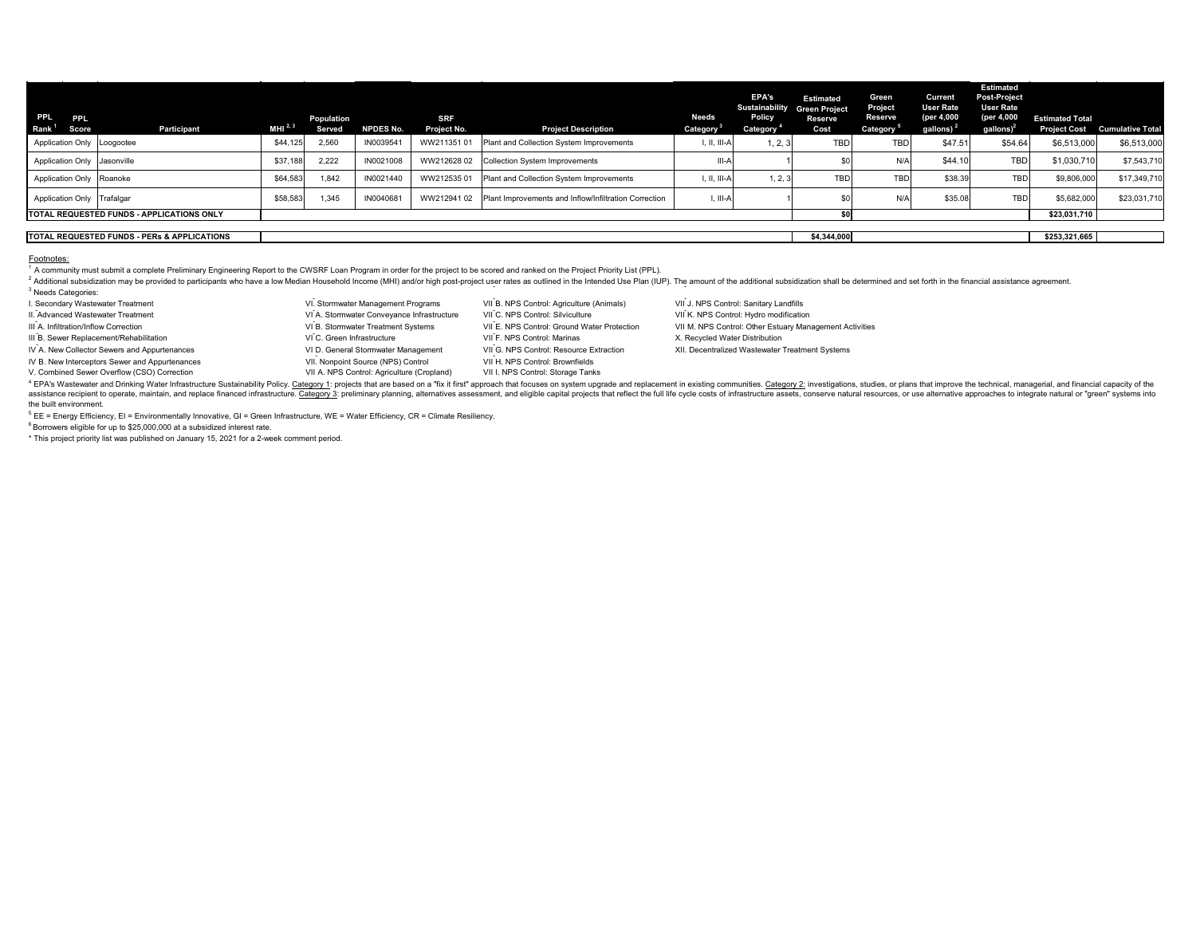| PPL Rank[1] | PPL Score | Participant | MHI[2,3] | Population Served | NPDES No. | SRF Project No. | Project Description | Needs Category[3] | EPA's Sustainability Policy Category[4] | Estimated Green Project Reserve Cost | Green Project Reserve Category[5] | Current User Rate (per 4,000 gallons)[2] | Estimated Post-Project User Rate (per 4,000 gallons)[2] | Estimated Total Project Cost | Cumulative Total |
|---|---|---|---|---|---|---|---|---|---|---|---|---|---|---|---|
| Application Only | | Loogootee | $44,125 | 2,560 | IN0039541 | WW211351 01 | Plant and Collection System Improvements | I, II, III-A | 1, 2, 3 | TBD | TBD | $47.51 | $54.64 | $6,513,000 | $6,513,000 |
| Application Only | | Jasonville | $37,188 | 2,222 | IN0021008 | WW212628 02 | Collection System Improvements | III-A | 1 | $0 | N/A | $44.10 | TBD | $1,030,710 | $7,543,710 |
| Application Only | | Roanoke | $64,583 | 1,842 | IN0021440 | WW212535 01 | Plant and Collection System Improvements | I, II, III-A | 1, 2, 3 | TBD | TBD | $38.39 | TBD | $9,806,000 | $17,349,710 |
| Application Only | | Trafalgar | $58,583 | 1,345 | IN0040681 | WW212941 02 | Plant Improvements and Inflow/Infiltration Correction | I, III-A | 1 | $0 | N/A | $35.08 | TBD | $5,682,000 | $23,031,710 |
| **TOTAL REQUESTED FUNDS - APPLICATIONS ONLY** | | | | | | | | | | **$0** | | | | **$23,031,710** | |
| **TOTAL REQUESTED FUNDS - PERs & APPLICATIONS** | | | | | | | | | | **$4,344,000** | | | | **$253,321,665** | |

Footnotes:

[1] A community must submit a complete Preliminary Engineering Report to the CWSRF Loan Program in order for the project to be scored and ranked on the Project Priority List (PPL).

[2] Additional subsidization may be provided to participants who have a low Median Household Income (MHI) and/or high post-project user rates as outlined in the Intended Use Plan (IUP). The amount of the additional subsidization shall be determined and set forth in the financial assistance agreement.

[3] Needs Categories:

- I. Secondary Wastewater Treatment
- II. Advanced Wastewater Treatment
- III A. Infiltration/Inflow Correction
- III B. Sewer Replacement/Rehabilitation
- IV A. New Collector Sewers and Appurtenances
- IV B. New Interceptors Sewer and Appurtenances
- V. Combined Sewer Overflow (CSO) Correction
- VI. Stormwater Management Programs
- VI A. Stormwater Conveyance Infrastructure
- VI B. Stormwater Treatment Systems
- VI C. Green Infrastructure
- VI D. General Stormwater Management
- VII. Nonpoint Source (NPS) Control
- VII A. NPS Control: Agriculture (Cropland)
- VII B. NPS Control: Agriculture (Animals)
- VII C. NPS Control: Silviculture
- VII E. NPS Control: Ground Water Protection
- VII F. NPS Control: Marinas
- VII G. NPS Control: Resource Extraction
- VII H. NPS Control: Brownfields
- VII I. NPS Control: Storage Tanks
- VII J. NPS Control: Sanitary Landfills
- VII K. NPS Control: Hydro modification
- VII M. NPS Control: Other Estuary Management Activities
- X. Recycled Water Distribution
- XII. Decentralized Wastewater Treatment Systems

[4] EPA's Wastewater and Drinking Water Infrastructure Sustainability Policy. Category 1: projects that are based on a "fix it first" approach that focuses on system upgrade and replacement in existing communities. Category 2: investigations, studies, or plans that improve the technical, managerial, and financial capacity of the assistance recipient to operate, maintain, and replace financed infrastructure. Category 3: preliminary planning, alternatives assessment, and eligible capital projects that reflect the full life cycle costs of infrastructure assets, conserve natural resources, or use alternative approaches to integrate natural or "green" systems into the built environment.

[5] EE = Energy Efficiency, EI = Environmentally Innovative, GI = Green Infrastructure, WE = Water Efficiency, CR = Climate Resiliency.

[6] Borrowers eligible for up to $25,000,000 at a subsidized interest rate.

* This project priority list was published on January 15, 2021 for a 2-week comment period.